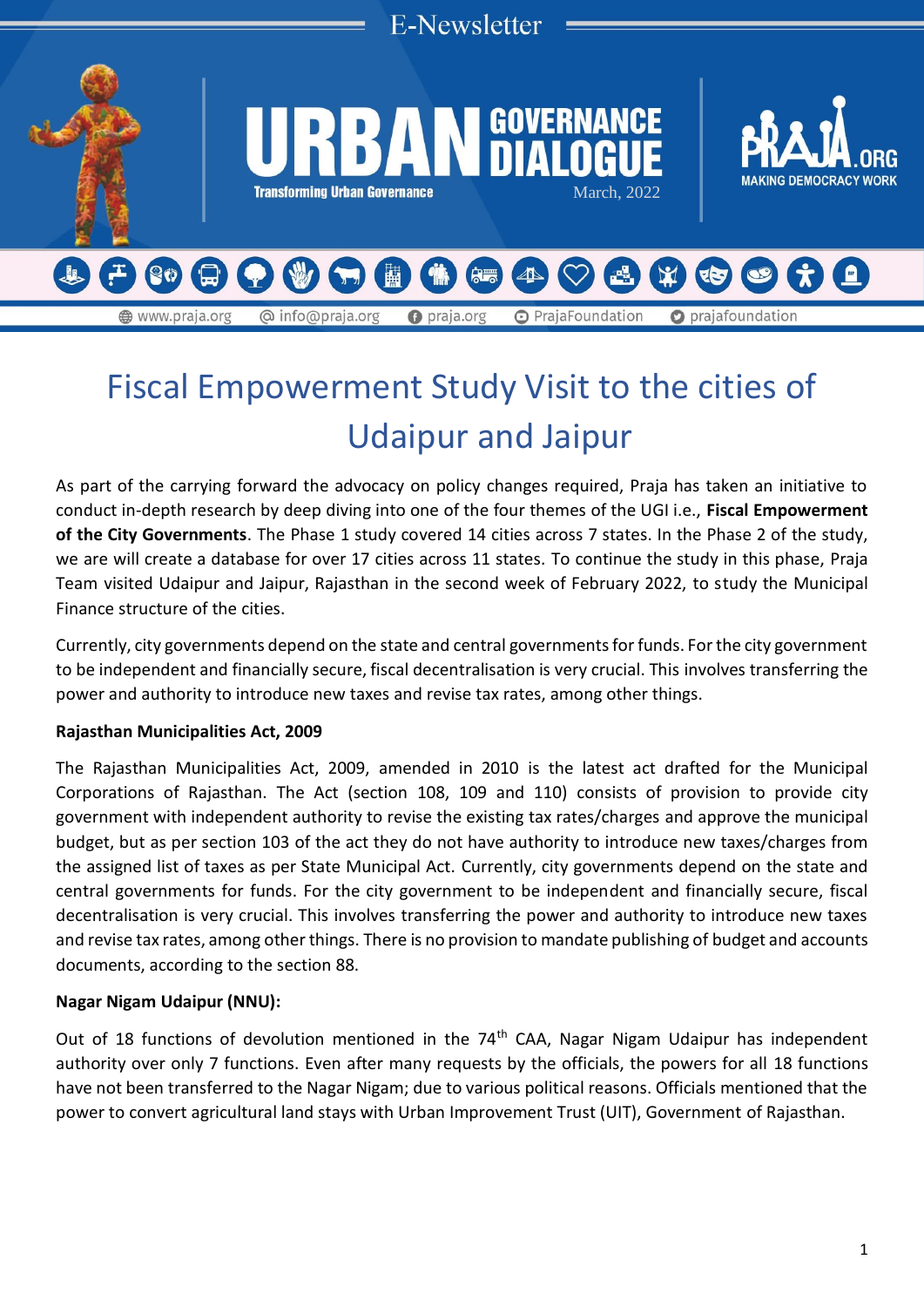E-Newsletter

# URBAN GOVERNANCE DIALOGUE

Transforming Urban Governance

March, 2022

PRAJA.ORG MAKING DEMOCRACY WORK

www.praja.org   info@praja.org   praja.org   PrajaFoundation   prajafoundation

# Fiscal Empowerment Study Visit to the cities of Udaipur and Jaipur

As part of the carrying forward the advocacy on policy changes required, Praja has taken an initiative to conduct in-depth research by deep diving into one of the four themes of the UGI i.e., **Fiscal Empowerment of the City Governments**. The Phase 1 study covered 14 cities across 7 states. In the Phase 2 of the study, we are will create a database for over 17 cities across 11 states. To continue the study in this phase, Praja Team visited Udaipur and Jaipur, Rajasthan in the second week of February 2022, to study the Municipal Finance structure of the cities.

Currently, city governments depend on the state and central governments for funds. For the city government to be independent and financially secure, fiscal decentralisation is very crucial. This involves transferring the power and authority to introduce new taxes and revise tax rates, among other things.

**Rajasthan Municipalities Act, 2009**

The Rajasthan Municipalities Act, 2009, amended in 2010 is the latest act drafted for the Municipal Corporations of Rajasthan. The Act (section 108, 109 and 110) consists of provision to provide city government with independent authority to revise the existing tax rates/charges and approve the municipal budget, but as per section 103 of the act they do not have authority to introduce new taxes/charges from the assigned list of taxes as per State Municipal Act. Currently, city governments depend on the state and central governments for funds. For the city government to be independent and financially secure, fiscal decentralisation is very crucial. This involves transferring the power and authority to introduce new taxes and revise tax rates, among other things. There is no provision to mandate publishing of budget and accounts documents, according to the section 88.

**Nagar Nigam Udaipur (NNU):**

Out of 18 functions of devolution mentioned in the 74th CAA, Nagar Nigam Udaipur has independent authority over only 7 functions. Even after many requests by the officials, the powers for all 18 functions have not been transferred to the Nagar Nigam; due to various political reasons. Officials mentioned that the power to convert agricultural land stays with Urban Improvement Trust (UIT), Government of Rajasthan.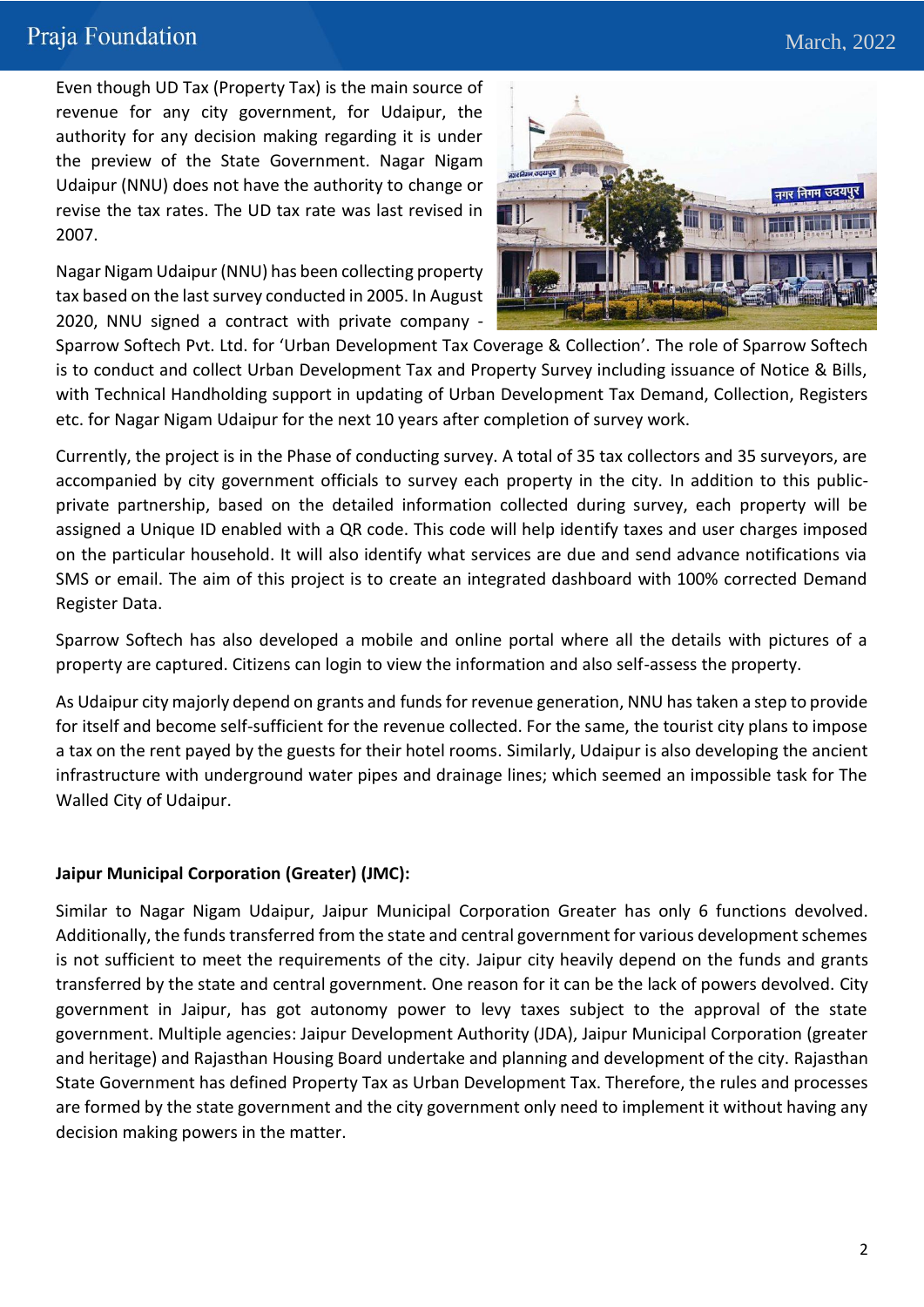Even though UD Tax (Property Tax) is the main source of revenue for any city government, for Udaipur, the authority for any decision making regarding it is under the preview of the State Government. Nagar Nigam Udaipur (NNU) does not have the authority to change or revise the tax rates. The UD tax rate was last revised in 2007.

Nagar Nigam Udaipur (NNU) has been collecting property tax based on the last survey conducted in 2005. In August 2020, NNU signed a contract with private company - Sparrow Softech Pvt. Ltd. for 'Urban Development Tax Coverage & Collection'. The role of Sparrow Softech is to conduct and collect Urban Development Tax and Property Survey including issuance of Notice & Bills, with Technical Handholding support in updating of Urban Development Tax Demand, Collection, Registers etc. for Nagar Nigam Udaipur for the next 10 years after completion of survey work.

Currently, the project is in the Phase of conducting survey. A total of 35 tax collectors and 35 surveyors, are accompanied by city government officials to survey each property in the city. In addition to this public-private partnership, based on the detailed information collected during survey, each property will be assigned a Unique ID enabled with a QR code. This code will help identify taxes and user charges imposed on the particular household. It will also identify what services are due and send advance notifications via SMS or email. The aim of this project is to create an integrated dashboard with 100% corrected Demand Register Data.

Sparrow Softech has also developed a mobile and online portal where all the details with pictures of a property are captured. Citizens can login to view the information and also self-assess the property.

As Udaipur city majorly depend on grants and funds for revenue generation, NNU has taken a step to provide for itself and become self-sufficient for the revenue collected. For the same, the tourist city plans to impose a tax on the rent payed by the guests for their hotel rooms. Similarly, Udaipur is also developing the ancient infrastructure with underground water pipes and drainage lines; which seemed an impossible task for The Walled City of Udaipur.

**Jaipur Municipal Corporation (Greater) (JMC):**

Similar to Nagar Nigam Udaipur, Jaipur Municipal Corporation Greater has only 6 functions devolved. Additionally, the funds transferred from the state and central government for various development schemes is not sufficient to meet the requirements of the city. Jaipur city heavily depend on the funds and grants transferred by the state and central government. One reason for it can be the lack of powers devolved. City government in Jaipur, has got autonomy power to levy taxes subject to the approval of the state government. Multiple agencies: Jaipur Development Authority (JDA), Jaipur Municipal Corporation (greater and heritage) and Rajasthan Housing Board undertake and planning and development of the city. Rajasthan State Government has defined Property Tax as Urban Development Tax. Therefore, the rules and processes are formed by the state government and the city government only need to implement it without having any decision making powers in the matter.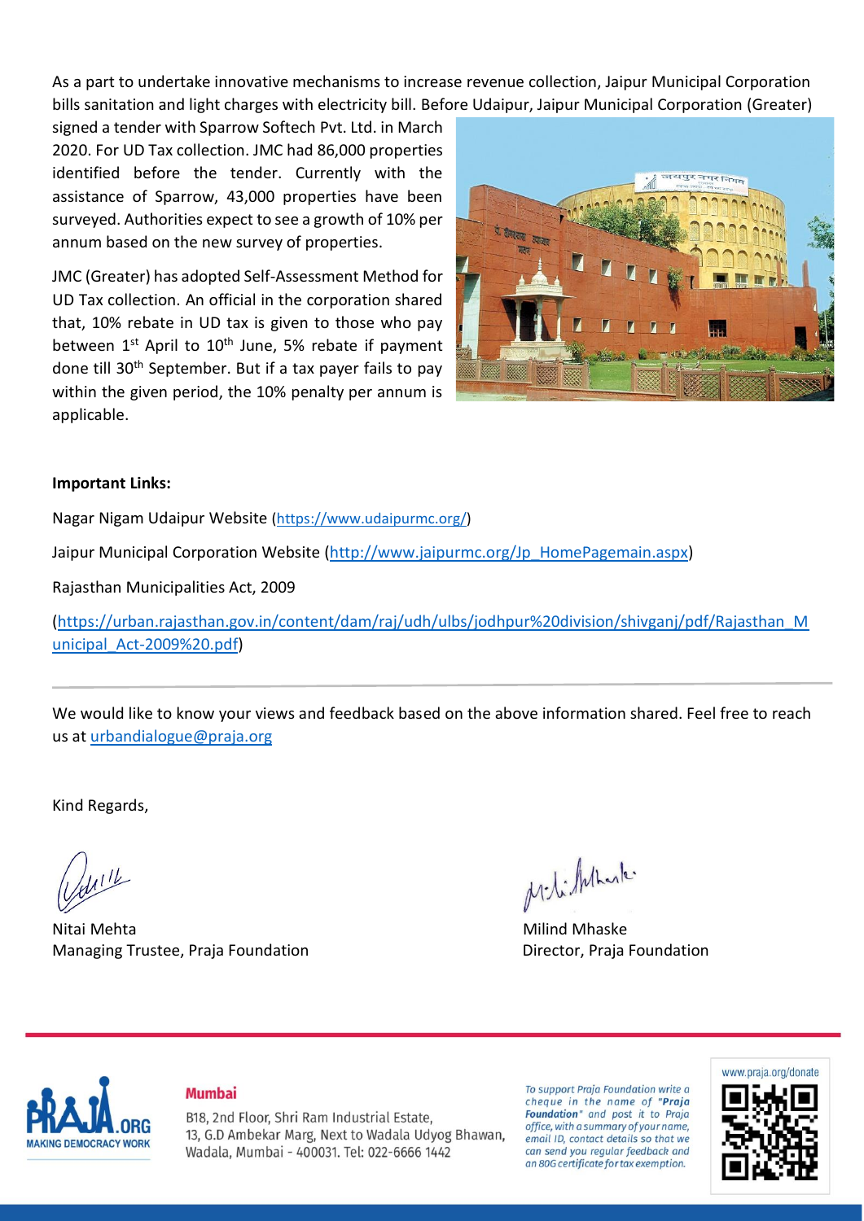As a part to undertake innovative mechanisms to increase revenue collection, Jaipur Municipal Corporation bills sanitation and light charges with electricity bill. Before Udaipur, Jaipur Municipal Corporation (Greater) signed a tender with Sparrow Softech Pvt. Ltd. in March 2020. For UD Tax collection. JMC had 86,000 properties identified before the tender. Currently with the assistance of Sparrow, 43,000 properties have been surveyed. Authorities expect to see a growth of 10% per annum based on the new survey of properties.

JMC (Greater) has adopted Self-Assessment Method for UD Tax collection. An official in the corporation shared that, 10% rebate in UD tax is given to those who pay between 1st April to 10th June, 5% rebate if payment done till 30th September. But if a tax payer fails to pay within the given period, the 10% penalty per annum is applicable.

**Important Links:**

Nagar Nigam Udaipur Website (https://www.udaipurmc.org/)

Jaipur Municipal Corporation Website (http://www.jaipurmc.org/Jp_HomePagemain.aspx)

Rajasthan Municipalities Act, 2009

(https://urban.rajasthan.gov.in/content/dam/raj/udh/ulbs/jodhpur%20division/shivganj/pdf/Rajasthan_Municipal_Act-2009%20.pdf)

---

We would like to know your views and feedback based on the above information shared. Feel free to reach us at urbandialogue@praja.org

Kind Regards,

Nitai Mehta
Managing Trustee, Praja Foundation

Milind Mhaske
Director, Praja Foundation

**Mumbai**

B18, 2nd Floor, Shri Ram Industrial Estate,
13, G.D Ambekar Marg, Next to Wadala Udyog Bhawan,
Wadala, Mumbai - 400031. Tel: 022-6666 1442

*To support Praja Foundation write a cheque in the name of "**Praja Foundation**" and post it to Praja office, with a summary of your name, email ID, contact details so that we can send you regular feedback and an 80G certificate for tax exemption.*

www.praja.org/donate